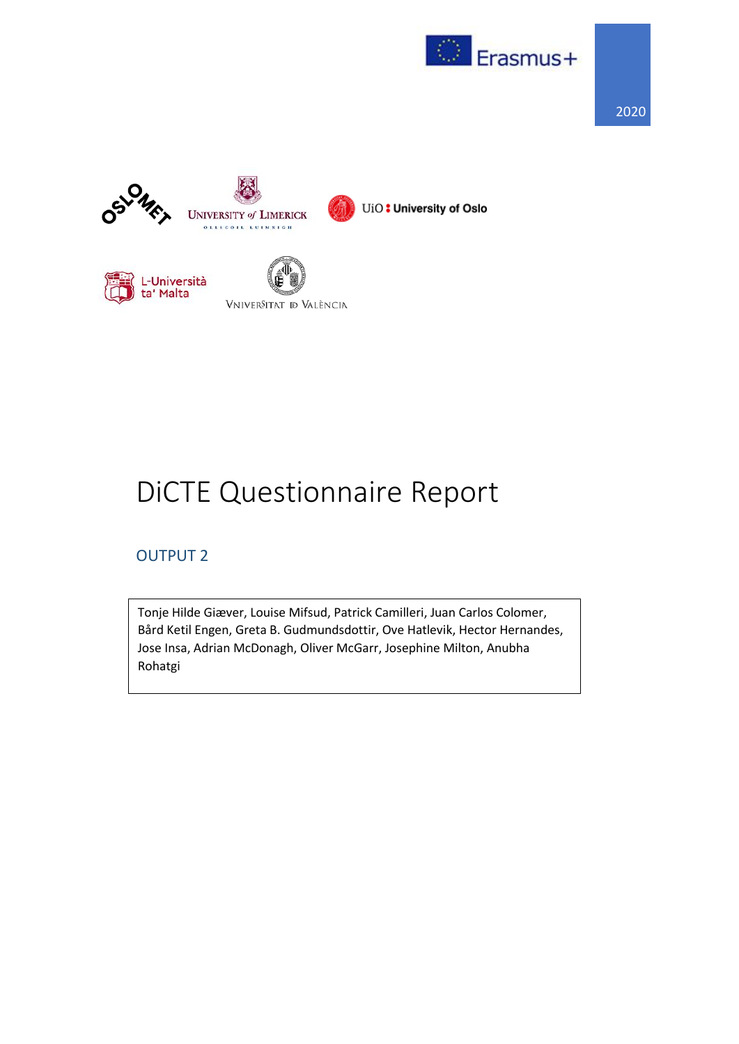Erasmus+

2020

# DiCTE Questionnaire Report

## OUTPUT 2

Tonje Hilde Giæver, Louise Mifsud, Patrick Camilleri, Juan Carlos Colomer, Bård Ketil Engen, Greta B. Gudmundsdottir, Ove Hatlevik, Hector Hernandes, Jose Insa, Adrian McDonagh, Oliver McGarr, Josephine Milton, Anubha Rohatgi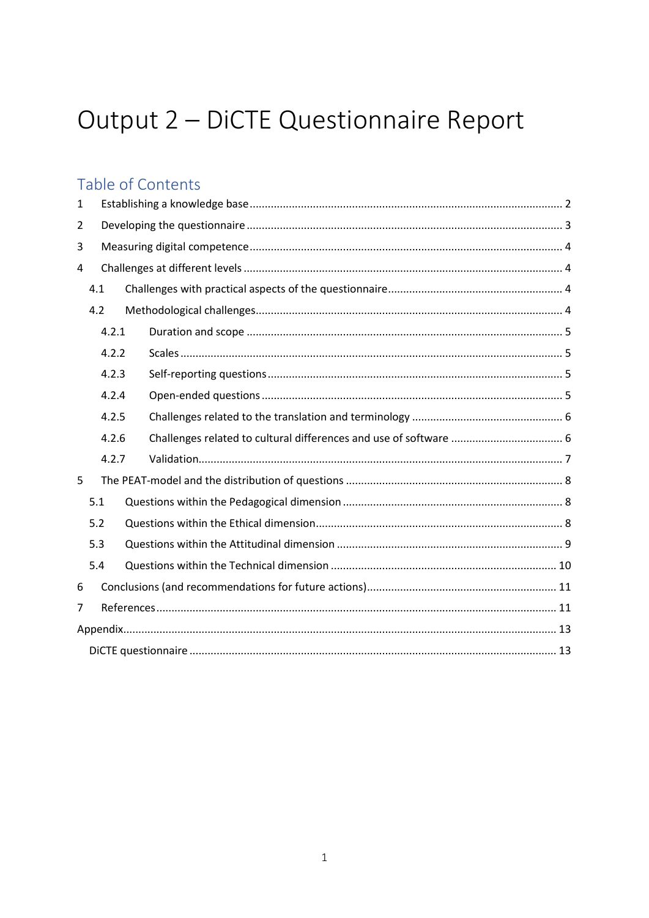# Output 2 – DiCTE Questionnaire Report

## Table of Contents

1 Establishing a knowledge base ... 2
2 Developing the questionnaire ... 3
3 Measuring digital competence ... 4
4 Challenges at different levels ... 4
  4.1 Challenges with practical aspects of the questionnaire ... 4
  4.2 Methodological challenges ... 4
    4.2.1 Duration and scope ... 5
    4.2.2 Scales ... 5
    4.2.3 Self-reporting questions ... 5
    4.2.4 Open-ended questions ... 5
    4.2.5 Challenges related to the translation and terminology ... 6
    4.2.6 Challenges related to cultural differences and use of software ... 6
    4.2.7 Validation ... 7
5 The PEAT-model and the distribution of questions ... 8
  5.1 Questions within the Pedagogical dimension ... 8
  5.2 Questions within the Ethical dimension ... 8
  5.3 Questions within the Attitudinal dimension ... 9
  5.4 Questions within the Technical dimension ... 10
6 Conclusions (and recommendations for future actions) ... 11
7 References ... 11
Appendix ... 13
  DiCTE questionnaire ... 13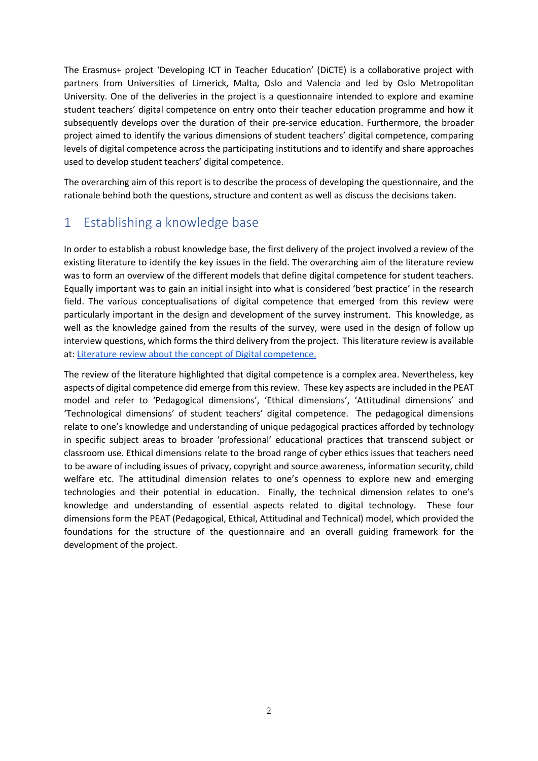The Erasmus+ project 'Developing ICT in Teacher Education' (DiCTE) is a collaborative project with partners from Universities of Limerick, Malta, Oslo and Valencia and led by Oslo Metropolitan University. One of the deliveries in the project is a questionnaire intended to explore and examine student teachers' digital competence on entry onto their teacher education programme and how it subsequently develops over the duration of their pre-service education. Furthermore, the broader project aimed to identify the various dimensions of student teachers' digital competence, comparing levels of digital competence across the participating institutions and to identify and share approaches used to develop student teachers' digital competence.

The overarching aim of this report is to describe the process of developing the questionnaire, and the rationale behind both the questions, structure and content as well as discuss the decisions taken.

# 1 Establishing a knowledge base

In order to establish a robust knowledge base, the first delivery of the project involved a review of the existing literature to identify the key issues in the field. The overarching aim of the literature review was to form an overview of the different models that define digital competence for student teachers. Equally important was to gain an initial insight into what is considered 'best practice' in the research field. The various conceptualisations of digital competence that emerged from this review were particularly important in the design and development of the survey instrument. This knowledge, as well as the knowledge gained from the results of the survey, were used in the design of follow up interview questions, which forms the third delivery from the project. This literature review is available at: Literature review about the concept of Digital competence.

The review of the literature highlighted that digital competence is a complex area. Nevertheless, key aspects of digital competence did emerge from this review. These key aspects are included in the PEAT model and refer to 'Pedagogical dimensions', 'Ethical dimensions', 'Attitudinal dimensions' and 'Technological dimensions' of student teachers' digital competence. The pedagogical dimensions relate to one's knowledge and understanding of unique pedagogical practices afforded by technology in specific subject areas to broader 'professional' educational practices that transcend subject or classroom use. Ethical dimensions relate to the broad range of cyber ethics issues that teachers need to be aware of including issues of privacy, copyright and source awareness, information security, child welfare etc. The attitudinal dimension relates to one's openness to explore new and emerging technologies and their potential in education. Finally, the technical dimension relates to one's knowledge and understanding of essential aspects related to digital technology. These four dimensions form the PEAT (Pedagogical, Ethical, Attitudinal and Technical) model, which provided the foundations for the structure of the questionnaire and an overall guiding framework for the development of the project.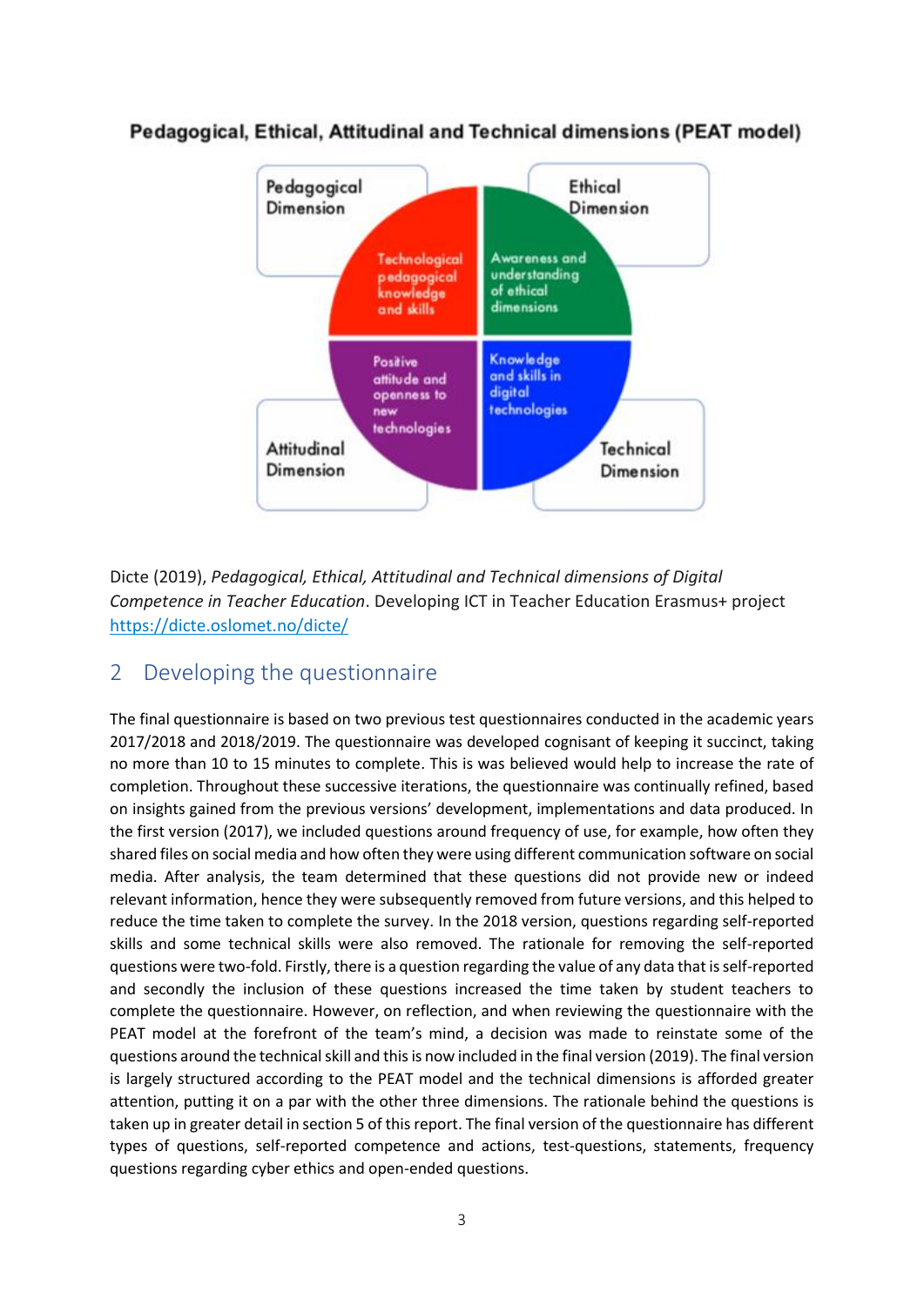**Pedagogical, Ethical, Attitudinal and Technical dimensions (PEAT model)**

Pedagogical Dimension

Technological pedagogical knowledge and skills

Ethical Dimension

Awareness and understanding of ethical dimensions

Attitudinal Dimension

Positive attitude and openness to new technologies

Technical Dimension

Knowledge and skills in digital technologies

Dicte (2019), *Pedagogical, Ethical, Attitudinal and Technical dimensions of Digital Competence in Teacher Education*. Developing ICT in Teacher Education Erasmus+ project https://dicte.oslomet.no/dicte/

## 2 Developing the questionnaire

The final questionnaire is based on two previous test questionnaires conducted in the academic years 2017/2018 and 2018/2019. The questionnaire was developed cognisant of keeping it succinct, taking no more than 10 to 15 minutes to complete. This is was believed would help to increase the rate of completion. Throughout these successive iterations, the questionnaire was continually refined, based on insights gained from the previous versions' development, implementations and data produced. In the first version (2017), we included questions around frequency of use, for example, how often they shared files on social media and how often they were using different communication software on social media. After analysis, the team determined that these questions did not provide new or indeed relevant information, hence they were subsequently removed from future versions, and this helped to reduce the time taken to complete the survey. In the 2018 version, questions regarding self-reported skills and some technical skills were also removed. The rationale for removing the self-reported questions were two-fold. Firstly, there is a question regarding the value of any data that is self-reported and secondly the inclusion of these questions increased the time taken by student teachers to complete the questionnaire. However, on reflection, and when reviewing the questionnaire with the PEAT model at the forefront of the team's mind, a decision was made to reinstate some of the questions around the technical skill and this is now included in the final version (2019). The final version is largely structured according to the PEAT model and the technical dimensions is afforded greater attention, putting it on a par with the other three dimensions. The rationale behind the questions is taken up in greater detail in section 5 of this report. The final version of the questionnaire has different types of questions, self-reported competence and actions, test-questions, statements, frequency questions regarding cyber ethics and open-ended questions.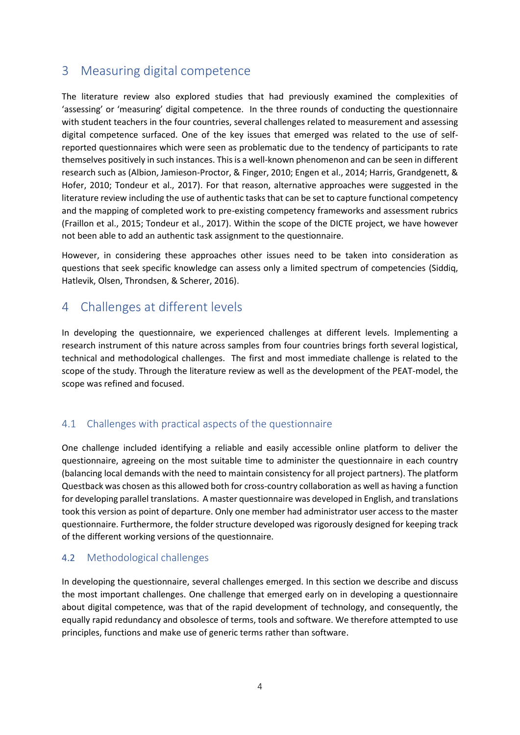# 3 Measuring digital competence

The literature review also explored studies that had previously examined the complexities of 'assessing' or 'measuring' digital competence. In the three rounds of conducting the questionnaire with student teachers in the four countries, several challenges related to measurement and assessing digital competence surfaced. One of the key issues that emerged was related to the use of self-reported questionnaires which were seen as problematic due to the tendency of participants to rate themselves positively in such instances. This is a well-known phenomenon and can be seen in different research such as (Albion, Jamieson-Proctor, & Finger, 2010; Engen et al., 2014; Harris, Grandgenett, & Hofer, 2010; Tondeur et al., 2017). For that reason, alternative approaches were suggested in the literature review including the use of authentic tasks that can be set to capture functional competency and the mapping of completed work to pre-existing competency frameworks and assessment rubrics (Fraillon et al., 2015; Tondeur et al., 2017). Within the scope of the DICTE project, we have however not been able to add an authentic task assignment to the questionnaire.

However, in considering these approaches other issues need to be taken into consideration as questions that seek specific knowledge can assess only a limited spectrum of competencies (Siddiq, Hatlevik, Olsen, Throndsen, & Scherer, 2016).

# 4 Challenges at different levels

In developing the questionnaire, we experienced challenges at different levels. Implementing a research instrument of this nature across samples from four countries brings forth several logistical, technical and methodological challenges. The first and most immediate challenge is related to the scope of the study. Through the literature review as well as the development of the PEAT-model, the scope was refined and focused.

## 4.1 Challenges with practical aspects of the questionnaire

One challenge included identifying a reliable and easily accessible online platform to deliver the questionnaire, agreeing on the most suitable time to administer the questionnaire in each country (balancing local demands with the need to maintain consistency for all project partners). The platform Questback was chosen as this allowed both for cross-country collaboration as well as having a function for developing parallel translations. A master questionnaire was developed in English, and translations took this version as point of departure. Only one member had administrator user access to the master questionnaire. Furthermore, the folder structure developed was rigorously designed for keeping track of the different working versions of the questionnaire.

## 4.2 Methodological challenges

In developing the questionnaire, several challenges emerged. In this section we describe and discuss the most important challenges. One challenge that emerged early on in developing a questionnaire about digital competence, was that of the rapid development of technology and consequently, the equally rapid redundancy and obsolesce of terms, tools and software. We therefore attempted to use principles, functions and make use of generic terms rather than software.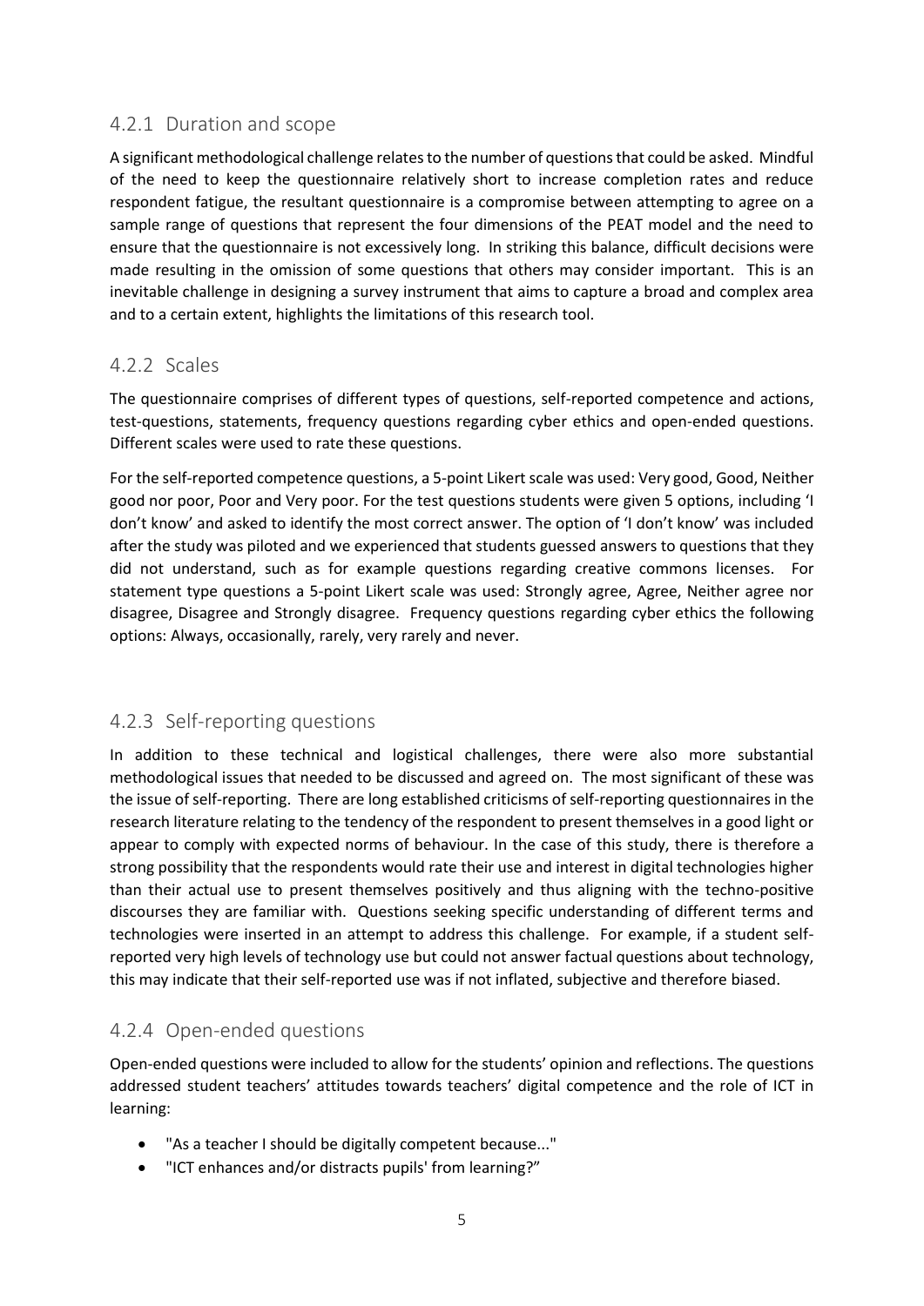### 4.2.1 Duration and scope

A significant methodological challenge relates to the number of questions that could be asked. Mindful of the need to keep the questionnaire relatively short to increase completion rates and reduce respondent fatigue, the resultant questionnaire is a compromise between attempting to agree on a sample range of questions that represent the four dimensions of the PEAT model and the need to ensure that the questionnaire is not excessively long. In striking this balance, difficult decisions were made resulting in the omission of some questions that others may consider important. This is an inevitable challenge in designing a survey instrument that aims to capture a broad and complex area and to a certain extent, highlights the limitations of this research tool.

### 4.2.2 Scales

The questionnaire comprises of different types of questions, self-reported competence and actions, test-questions, statements, frequency questions regarding cyber ethics and open-ended questions. Different scales were used to rate these questions.

For the self-reported competence questions, a 5-point Likert scale was used: Very good, Good, Neither good nor poor, Poor and Very poor. For the test questions students were given 5 options, including 'I don't know' and asked to identify the most correct answer. The option of 'I don't know' was included after the study was piloted and we experienced that students guessed answers to questions that they did not understand, such as for example questions regarding creative commons licenses. For statement type questions a 5-point Likert scale was used: Strongly agree, Agree, Neither agree nor disagree, Disagree and Strongly disagree. Frequency questions regarding cyber ethics the following options: Always, occasionally, rarely, very rarely and never.

### 4.2.3 Self-reporting questions

In addition to these technical and logistical challenges, there were also more substantial methodological issues that needed to be discussed and agreed on. The most significant of these was the issue of self-reporting. There are long established criticisms of self-reporting questionnaires in the research literature relating to the tendency of the respondent to present themselves in a good light or appear to comply with expected norms of behaviour. In the case of this study, there is therefore a strong possibility that the respondents would rate their use and interest in digital technologies higher than their actual use to present themselves positively and thus aligning with the techno-positive discourses they are familiar with. Questions seeking specific understanding of different terms and technologies were inserted in an attempt to address this challenge. For example, if a student self-reported very high levels of technology use but could not answer factual questions about technology, this may indicate that their self-reported use was if not inflated, subjective and therefore biased.

### 4.2.4 Open-ended questions

Open-ended questions were included to allow for the students' opinion and reflections. The questions addressed student teachers' attitudes towards teachers' digital competence and the role of ICT in learning:

- "As a teacher I should be digitally competent because..."
- "ICT enhances and/or distracts pupils' from learning?"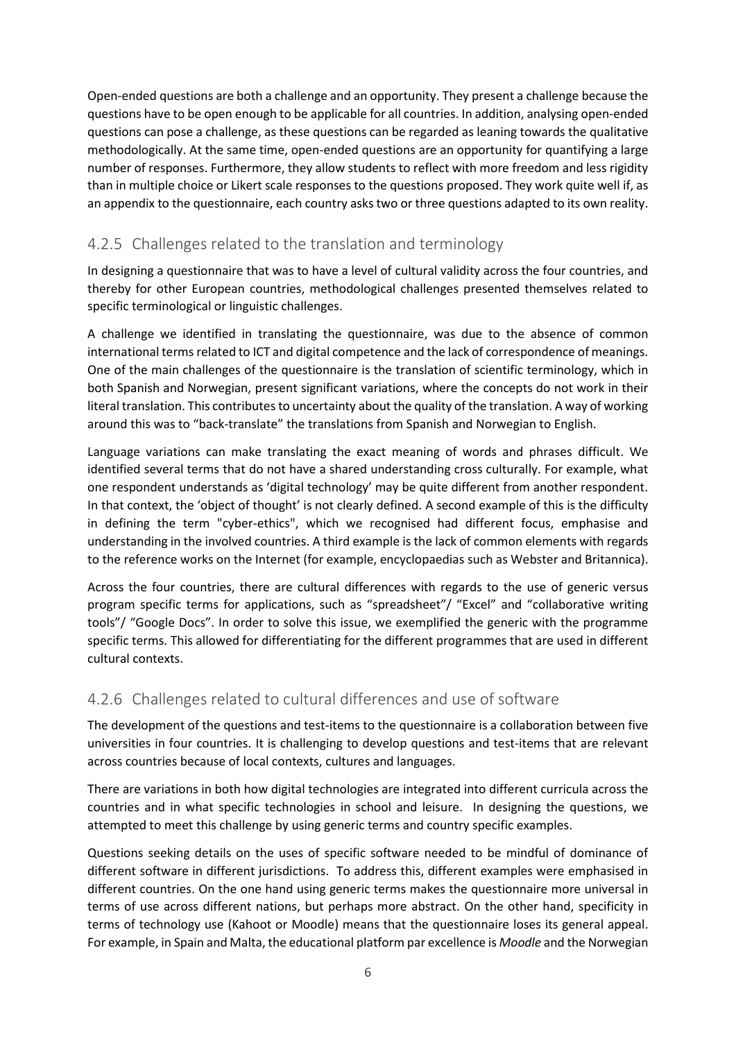Open-ended questions are both a challenge and an opportunity. They present a challenge because the questions have to be open enough to be applicable for all countries. In addition, analysing open-ended questions can pose a challenge, as these questions can be regarded as leaning towards the qualitative methodologically. At the same time, open-ended questions are an opportunity for quantifying a large number of responses. Furthermore, they allow students to reflect with more freedom and less rigidity than in multiple choice or Likert scale responses to the questions proposed. They work quite well if, as an appendix to the questionnaire, each country asks two or three questions adapted to its own reality.

### 4.2.5 Challenges related to the translation and terminology

In designing a questionnaire that was to have a level of cultural validity across the four countries, and thereby for other European countries, methodological challenges presented themselves related to specific terminological or linguistic challenges.

A challenge we identified in translating the questionnaire, was due to the absence of common international terms related to ICT and digital competence and the lack of correspondence of meanings. One of the main challenges of the questionnaire is the translation of scientific terminology, which in both Spanish and Norwegian, present significant variations, where the concepts do not work in their literal translation. This contributes to uncertainty about the quality of the translation. A way of working around this was to "back-translate" the translations from Spanish and Norwegian to English.

Language variations can make translating the exact meaning of words and phrases difficult. We identified several terms that do not have a shared understanding cross culturally. For example, what one respondent understands as 'digital technology' may be quite different from another respondent. In that context, the 'object of thought' is not clearly defined. A second example of this is the difficulty in defining the term "cyber-ethics", which we recognised had different focus, emphasise and understanding in the involved countries. A third example is the lack of common elements with regards to the reference works on the Internet (for example, encyclopaedias such as Webster and Britannica).

Across the four countries, there are cultural differences with regards to the use of generic versus program specific terms for applications, such as "spreadsheet"/ "Excel" and "collaborative writing tools"/ "Google Docs". In order to solve this issue, we exemplified the generic with the programme specific terms. This allowed for differentiating for the different programmes that are used in different cultural contexts.

### 4.2.6 Challenges related to cultural differences and use of software

The development of the questions and test-items to the questionnaire is a collaboration between five universities in four countries. It is challenging to develop questions and test-items that are relevant across countries because of local contexts, cultures and languages.

There are variations in both how digital technologies are integrated into different curricula across the countries and in what specific technologies in school and leisure. In designing the questions, we attempted to meet this challenge by using generic terms and country specific examples.

Questions seeking details on the uses of specific software needed to be mindful of dominance of different software in different jurisdictions. To address this, different examples were emphasised in different countries. On the one hand using generic terms makes the questionnaire more universal in terms of use across different nations, but perhaps more abstract. On the other hand, specificity in terms of technology use (Kahoot or Moodle) means that the questionnaire loses its general appeal. For example, in Spain and Malta, the educational platform par excellence is *Moodle* and the Norwegian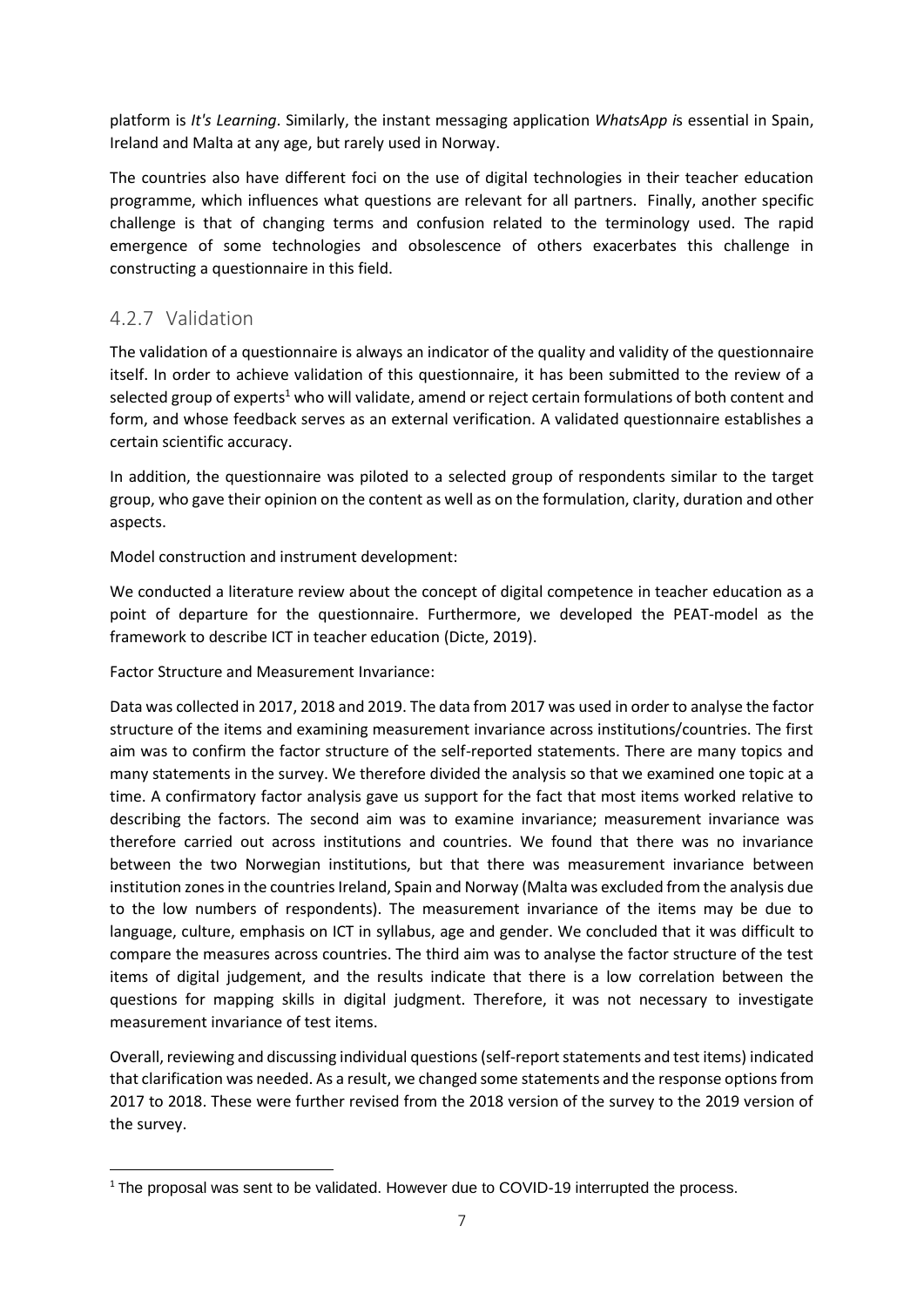platform is *It's Learning*. Similarly, the instant messaging application *WhatsApp i*s essential in Spain, Ireland and Malta at any age, but rarely used in Norway.

The countries also have different foci on the use of digital technologies in their teacher education programme, which influences what questions are relevant for all partners. Finally, another specific challenge is that of changing terms and confusion related to the terminology used. The rapid emergence of some technologies and obsolescence of others exacerbates this challenge in constructing a questionnaire in this field.

### 4.2.7 Validation

The validation of a questionnaire is always an indicator of the quality and validity of the questionnaire itself. In order to achieve validation of this questionnaire, it has been submitted to the review of a selected group of experts[1] who will validate, amend or reject certain formulations of both content and form, and whose feedback serves as an external verification. A validated questionnaire establishes a certain scientific accuracy.

In addition, the questionnaire was piloted to a selected group of respondents similar to the target group, who gave their opinion on the content as well as on the formulation, clarity, duration and other aspects.

Model construction and instrument development:

We conducted a literature review about the concept of digital competence in teacher education as a point of departure for the questionnaire. Furthermore, we developed the PEAT-model as the framework to describe ICT in teacher education (Dicte, 2019).

Factor Structure and Measurement Invariance:

Data was collected in 2017, 2018 and 2019. The data from 2017 was used in order to analyse the factor structure of the items and examining measurement invariance across institutions/countries. The first aim was to confirm the factor structure of the self-reported statements. There are many topics and many statements in the survey. We therefore divided the analysis so that we examined one topic at a time. A confirmatory factor analysis gave us support for the fact that most items worked relative to describing the factors. The second aim was to examine invariance; measurement invariance was therefore carried out across institutions and countries. We found that there was no invariance between the two Norwegian institutions, but that there was measurement invariance between institution zones in the countries Ireland, Spain and Norway (Malta was excluded from the analysis due to the low numbers of respondents). The measurement invariance of the items may be due to language, culture, emphasis on ICT in syllabus, age and gender. We concluded that it was difficult to compare the measures across countries. The third aim was to analyse the factor structure of the test items of digital judgement, and the results indicate that there is a low correlation between the questions for mapping skills in digital judgment. Therefore, it was not necessary to investigate measurement invariance of test items.

Overall, reviewing and discussing individual questions (self-report statements and test items) indicated that clarification was needed. As a result, we changed some statements and the response options from 2017 to 2018. These were further revised from the 2018 version of the survey to the 2019 version of the survey.

---

[1] The proposal was sent to be validated. However due to COVID-19 interrupted the process.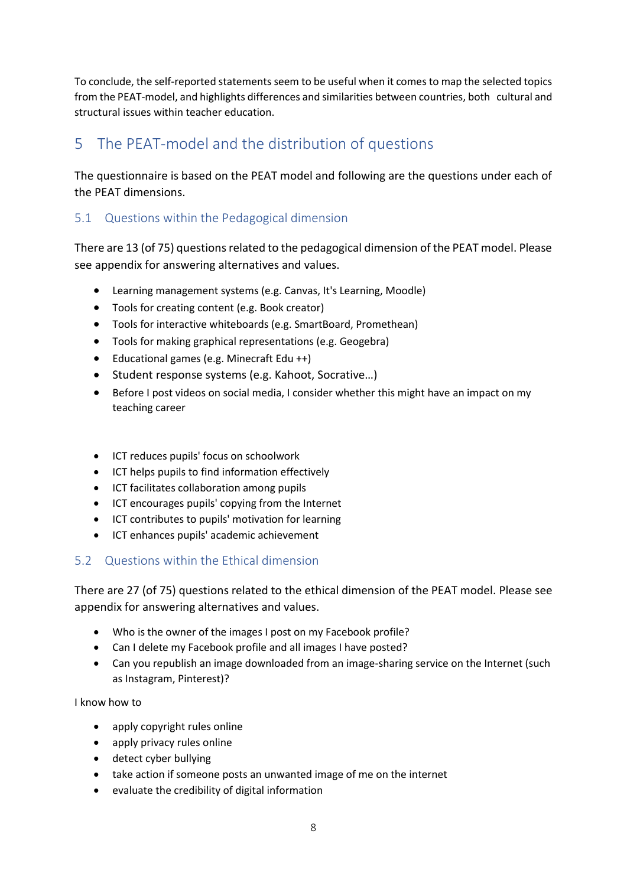To conclude, the self-reported statements seem to be useful when it comes to map the selected topics from the PEAT-model, and highlights differences and similarities between countries, both cultural and structural issues within teacher education.

# 5 The PEAT-model and the distribution of questions

The questionnaire is based on the PEAT model and following are the questions under each of the PEAT dimensions.

## 5.1 Questions within the Pedagogical dimension

There are 13 (of 75) questions related to the pedagogical dimension of the PEAT model. Please see appendix for answering alternatives and values.

- Learning management systems (e.g. Canvas, It's Learning, Moodle)
- Tools for creating content (e.g. Book creator)
- Tools for interactive whiteboards (e.g. SmartBoard, Promethean)
- Tools for making graphical representations (e.g. Geogebra)
- Educational games (e.g. Minecraft Edu ++)
- Student response systems (e.g. Kahoot, Socrative…)
- Before I post videos on social media, I consider whether this might have an impact on my teaching career

- ICT reduces pupils' focus on schoolwork
- ICT helps pupils to find information effectively
- ICT facilitates collaboration among pupils
- ICT encourages pupils' copying from the Internet
- ICT contributes to pupils' motivation for learning
- ICT enhances pupils' academic achievement

## 5.2 Questions within the Ethical dimension

There are 27 (of 75) questions related to the ethical dimension of the PEAT model. Please see appendix for answering alternatives and values.

- Who is the owner of the images I post on my Facebook profile?
- Can I delete my Facebook profile and all images I have posted?
- Can you republish an image downloaded from an image-sharing service on the Internet (such as Instagram, Pinterest)?

I know how to

- apply copyright rules online
- apply privacy rules online
- detect cyber bullying
- take action if someone posts an unwanted image of me on the internet
- evaluate the credibility of digital information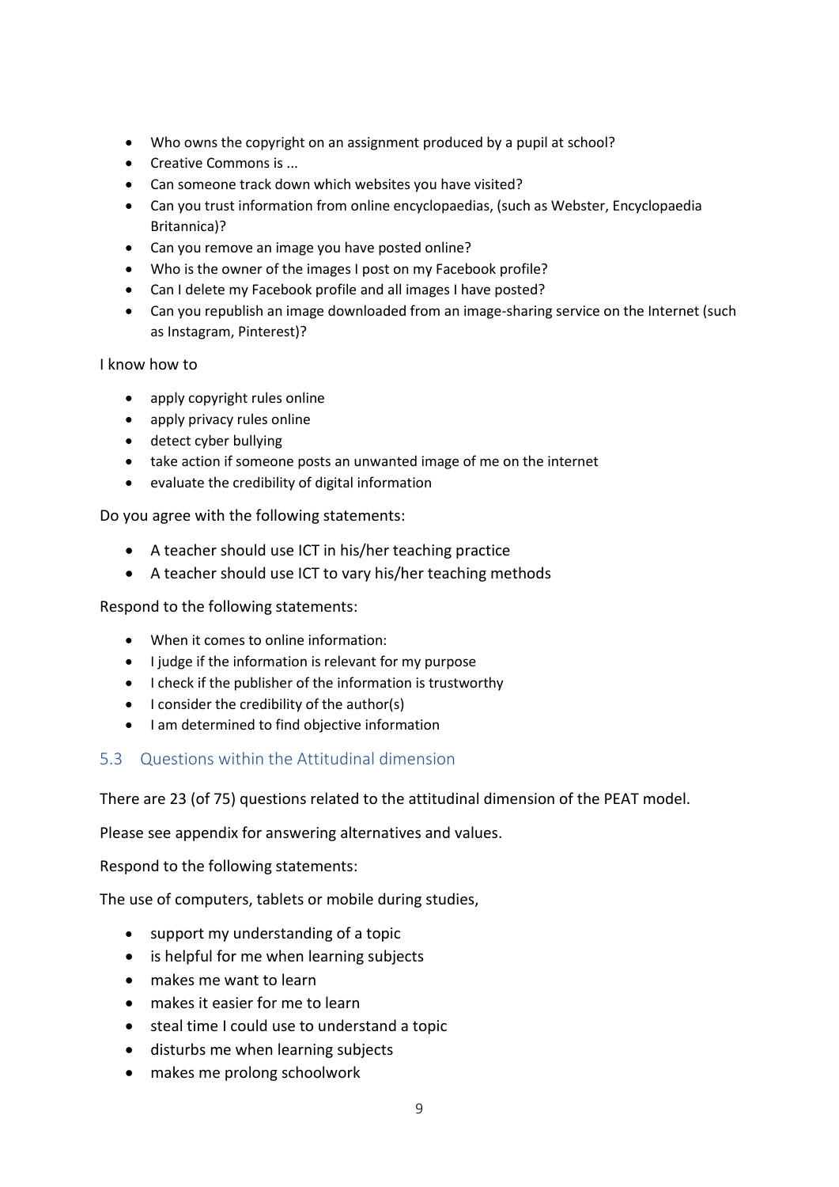- Who owns the copyright on an assignment produced by a pupil at school?
- Creative Commons is ...
- Can someone track down which websites you have visited?
- Can you trust information from online encyclopaedias, (such as Webster, Encyclopaedia Britannica)?
- Can you remove an image you have posted online?
- Who is the owner of the images I post on my Facebook profile?
- Can I delete my Facebook profile and all images I have posted?
- Can you republish an image downloaded from an image-sharing service on the Internet (such as Instagram, Pinterest)?

I know how to

- apply copyright rules online
- apply privacy rules online
- detect cyber bullying
- take action if someone posts an unwanted image of me on the internet
- evaluate the credibility of digital information

Do you agree with the following statements:

- A teacher should use ICT in his/her teaching practice
- A teacher should use ICT to vary his/her teaching methods

Respond to the following statements:

- When it comes to online information:
- I judge if the information is relevant for my purpose
- I check if the publisher of the information is trustworthy
- I consider the credibility of the author(s)
- I am determined to find objective information

## 5.3 Questions within the Attitudinal dimension

There are 23 (of 75) questions related to the attitudinal dimension of the PEAT model.

Please see appendix for answering alternatives and values.

Respond to the following statements:

The use of computers, tablets or mobile during studies,

- support my understanding of a topic
- is helpful for me when learning subjects
- makes me want to learn
- makes it easier for me to learn
- steal time I could use to understand a topic
- disturbs me when learning subjects
- makes me prolong schoolwork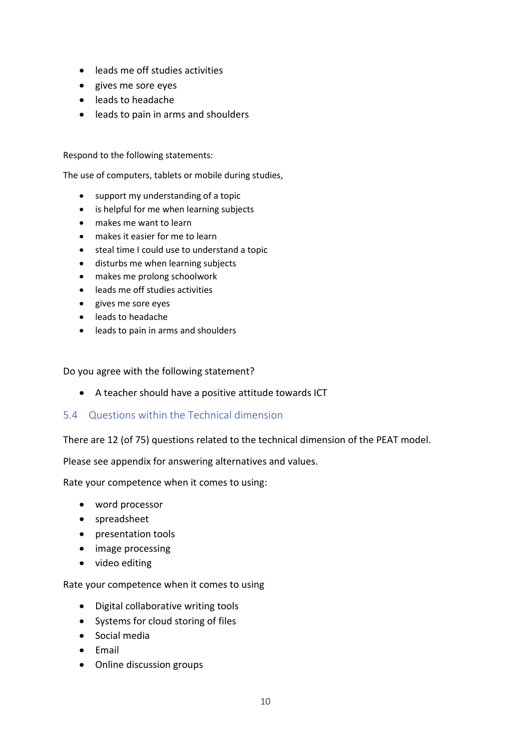- leads me off studies activities
- gives me sore eyes
- leads to headache
- leads to pain in arms and shoulders

Respond to the following statements:

The use of computers, tablets or mobile during studies,

- support my understanding of a topic
- is helpful for me when learning subjects
- makes me want to learn
- makes it easier for me to learn
- steal time I could use to understand a topic
- disturbs me when learning subjects
- makes me prolong schoolwork
- leads me off studies activities
- gives me sore eyes
- leads to headache
- leads to pain in arms and shoulders

Do you agree with the following statement?

- A teacher should have a positive attitude towards ICT

## 5.4 Questions within the Technical dimension

There are 12 (of 75) questions related to the technical dimension of the PEAT model.

Please see appendix for answering alternatives and values.

Rate your competence when it comes to using:

- word processor
- spreadsheet
- presentation tools
- image processing
- video editing

Rate your competence when it comes to using

- Digital collaborative writing tools
- Systems for cloud storing of files
- Social media
- Email
- Online discussion groups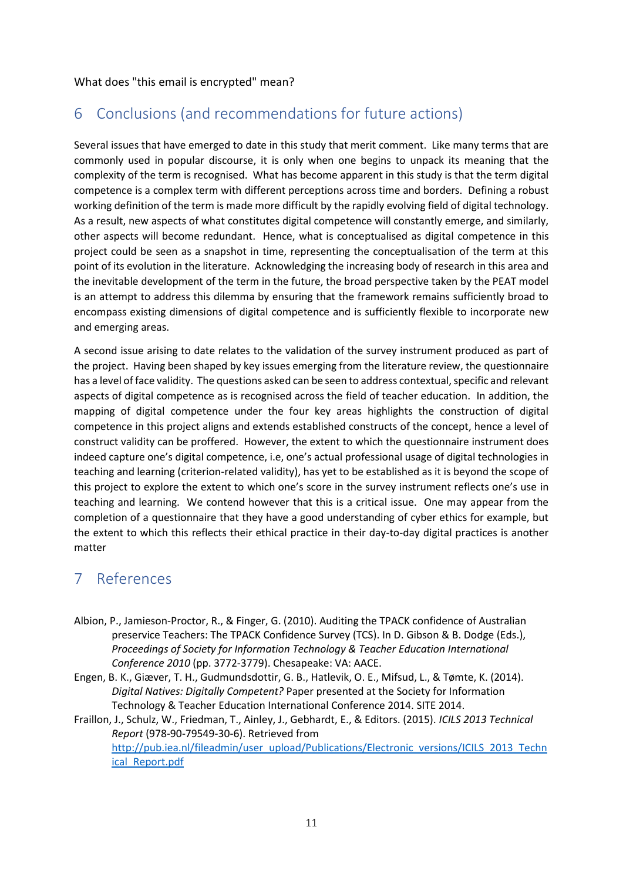What does "this email is encrypted" mean?

## 6 Conclusions (and recommendations for future actions)

Several issues that have emerged to date in this study that merit comment. Like many terms that are commonly used in popular discourse, it is only when one begins to unpack its meaning that the complexity of the term is recognised. What has become apparent in this study is that the term digital competence is a complex term with different perceptions across time and borders. Defining a robust working definition of the term is made more difficult by the rapidly evolving field of digital technology. As a result, new aspects of what constitutes digital competence will constantly emerge, and similarly, other aspects will become redundant. Hence, what is conceptualised as digital competence in this project could be seen as a snapshot in time, representing the conceptualisation of the term at this point of its evolution in the literature. Acknowledging the increasing body of research in this area and the inevitable development of the term in the future, the broad perspective taken by the PEAT model is an attempt to address this dilemma by ensuring that the framework remains sufficiently broad to encompass existing dimensions of digital competence and is sufficiently flexible to incorporate new and emerging areas.

A second issue arising to date relates to the validation of the survey instrument produced as part of the project. Having been shaped by key issues emerging from the literature review, the questionnaire has a level of face validity. The questions asked can be seen to address contextual, specific and relevant aspects of digital competence as is recognised across the field of teacher education. In addition, the mapping of digital competence under the four key areas highlights the construction of digital competence in this project aligns and extends established constructs of the concept, hence a level of construct validity can be proffered. However, the extent to which the questionnaire instrument does indeed capture one's digital competence, i.e, one's actual professional usage of digital technologies in teaching and learning (criterion-related validity), has yet to be established as it is beyond the scope of this project to explore the extent to which one's score in the survey instrument reflects one's use in teaching and learning. We contend however that this is a critical issue. One may appear from the completion of a questionnaire that they have a good understanding of cyber ethics for example, but the extent to which this reflects their ethical practice in their day-to-day digital practices is another matter

## 7 References

Albion, P., Jamieson-Proctor, R., & Finger, G. (2010). Auditing the TPACK confidence of Australian preservice Teachers: The TPACK Confidence Survey (TCS). In D. Gibson & B. Dodge (Eds.), *Proceedings of Society for Information Technology & Teacher Education International Conference 2010* (pp. 3772-3779). Chesapeake: VA: AACE.

Engen, B. K., Giæver, T. H., Gudmundsdottir, G. B., Hatlevik, O. E., Mifsud, L., & Tømte, K. (2014). *Digital Natives: Digitally Competent?* Paper presented at the Society for Information Technology & Teacher Education International Conference 2014. SITE 2014.

Fraillon, J., Schulz, W., Friedman, T., Ainley, J., Gebhardt, E., & Editors. (2015). *ICILS 2013 Technical Report* (978-90-79549-30-6). Retrieved from http://pub.iea.nl/fileadmin/user_upload/Publications/Electronic_versions/ICILS_2013_Technical_Report.pdf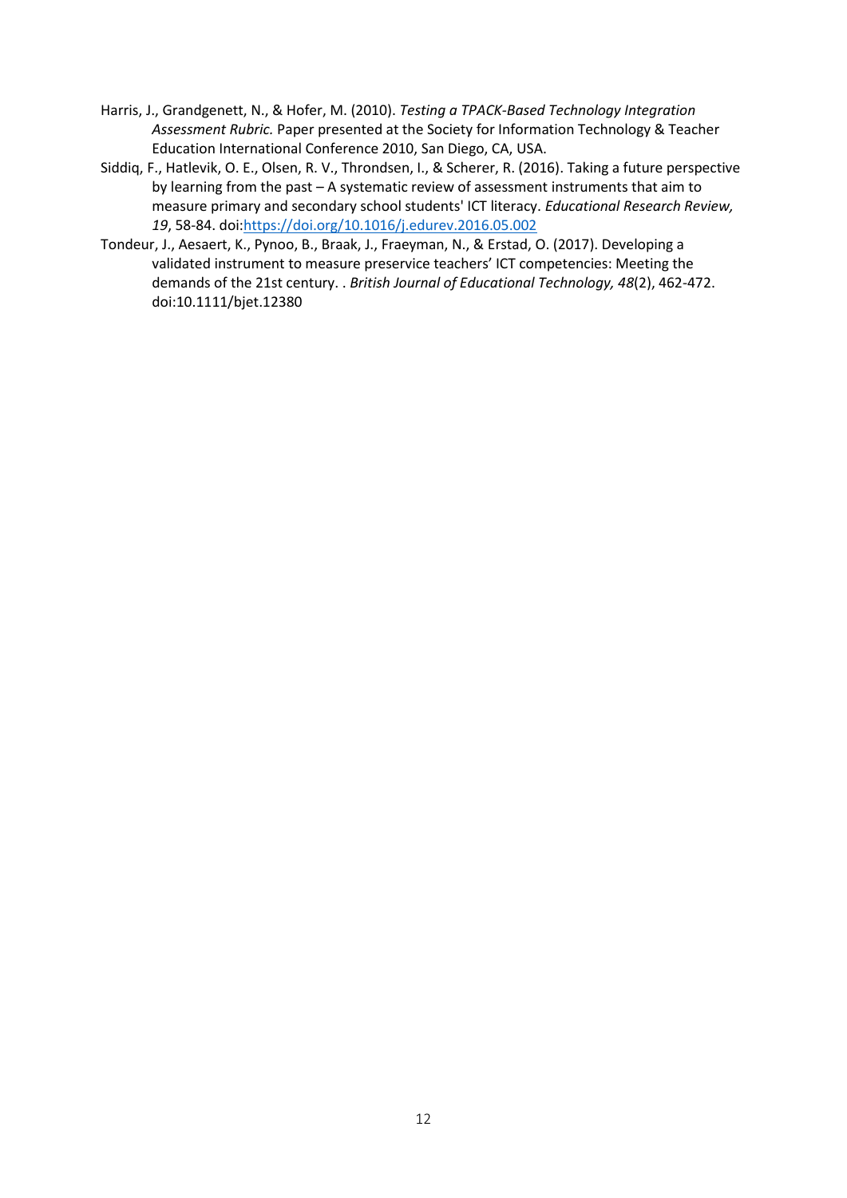Harris, J., Grandgenett, N., & Hofer, M. (2010). *Testing a TPACK-Based Technology Integration Assessment Rubric.* Paper presented at the Society for Information Technology & Teacher Education International Conference 2010, San Diego, CA, USA.

Siddiq, F., Hatlevik, O. E., Olsen, R. V., Throndsen, I., & Scherer, R. (2016). Taking a future perspective by learning from the past – A systematic review of assessment instruments that aim to measure primary and secondary school students' ICT literacy. *Educational Research Review, 19*, 58-84. doi:https://doi.org/10.1016/j.edurev.2016.05.002

Tondeur, J., Aesaert, K., Pynoo, B., Braak, J., Fraeyman, N., & Erstad, O. (2017). Developing a validated instrument to measure preservice teachers' ICT competencies: Meeting the demands of the 21st century. . *British Journal of Educational Technology, 48*(2), 462-472. doi:10.1111/bjet.12380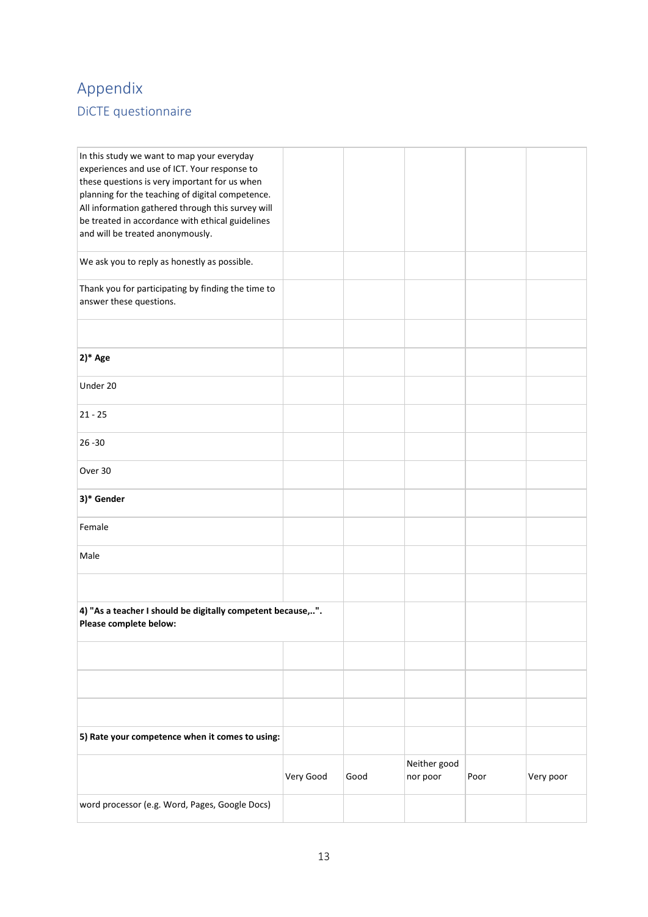# Appendix

## DiCTE questionnaire

| | | | | | |
|---|---|---|---|---|---|
| In this study we want to map your everyday experiences and use of ICT. Your response to these questions is very important for us when planning for the teaching of digital competence. All information gathered through this survey will be treated in accordance with ethical guidelines and will be treated anonymously. | | | | | |
| We ask you to reply as honestly as possible. | | | | | |
| Thank you for participating by finding the time to answer these questions. | | | | | |
| | | | | | |
| **2)* Age** | | | | | |
| Under 20 | | | | | |
| 21 - 25 | | | | | |
| 26 -30 | | | | | |
| Over 30 | | | | | |
| **3)* Gender** | | | | | |
| Female | | | | | |
| Male | | | | | |
| | | | | | |
| **4) "As a teacher I should be digitally competent because,..". Please complete below:** | | | | | |
| | | | | | |
| | | | | | |
| | | | | | |
| **5) Rate your competence when it comes to using:** | | | | | |
| | Very Good | Good | Neither good nor poor | Poor | Very poor |
| word processor (e.g. Word, Pages, Google Docs) | | | | | |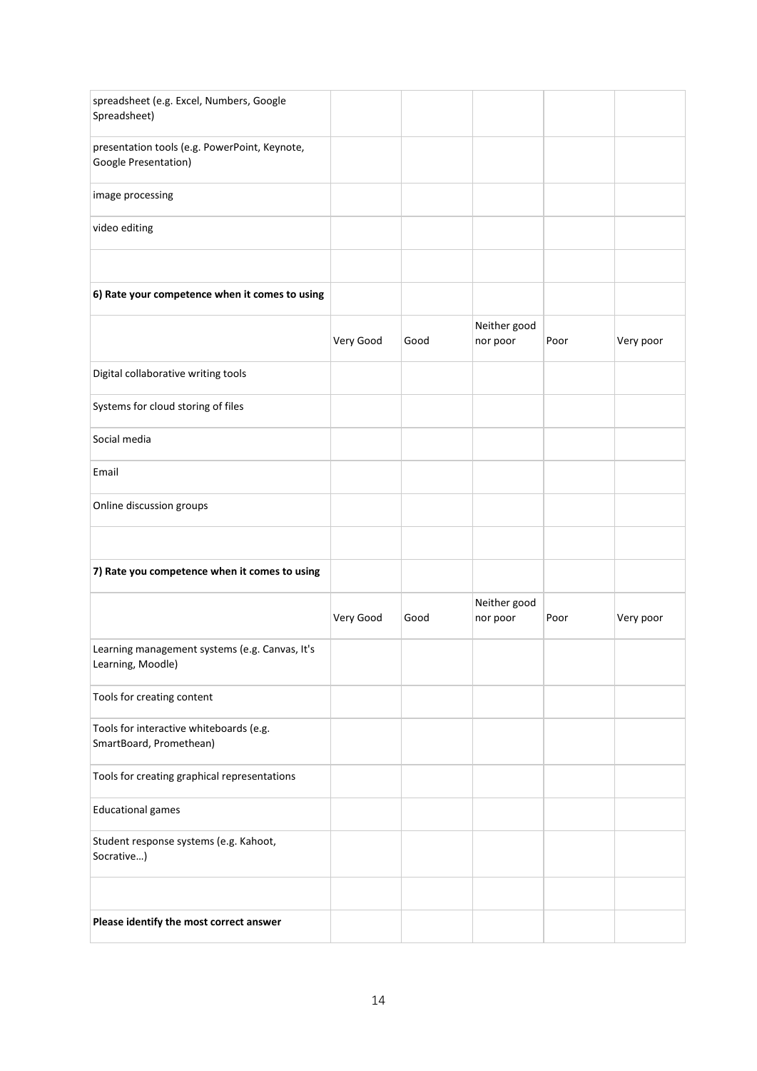| | | | | | |
|---|---|---|---|---|---|
| spreadsheet (e.g. Excel, Numbers, Google Spreadsheet) | | | | | |
| presentation tools (e.g. PowerPoint, Keynote, Google Presentation) | | | | | |
| image processing | | | | | |
| video editing | | | | | |
| | | | | | |
| **6) Rate your competence when it comes to using** | | | | | |
| | Very Good | Good | Neither good nor poor | Poor | Very poor |
| Digital collaborative writing tools | | | | | |
| Systems for cloud storing of files | | | | | |
| Social media | | | | | |
| Email | | | | | |
| Online discussion groups | | | | | |
| | | | | | |
| **7) Rate you competence when it comes to using** | | | | | |
| | Very Good | Good | Neither good nor poor | Poor | Very poor |
| Learning management systems (e.g. Canvas, It's Learning, Moodle) | | | | | |
| Tools for creating content | | | | | |
| Tools for interactive whiteboards (e.g. SmartBoard, Promethean) | | | | | |
| Tools for creating graphical representations | | | | | |
| Educational games | | | | | |
| Student response systems (e.g. Kahoot, Socrative…) | | | | | |
| | | | | | |
| **Please identify the most correct answer** | | | | | |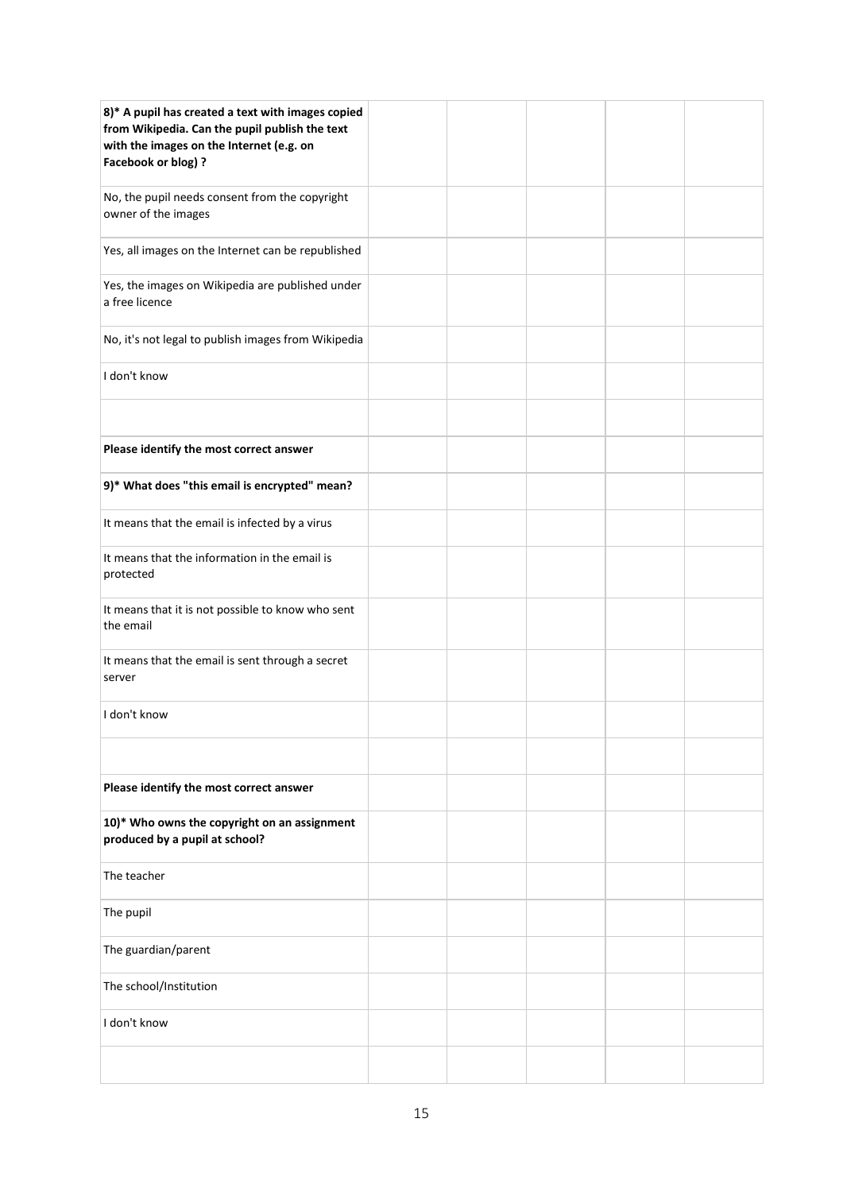| 8)* A pupil has created a text with images copied from Wikipedia. Can the pupil publish the text with the images on the Internet (e.g. on Facebook or blog) ? | | | | | |
|---|---|---|---|---|---|
| No, the pupil needs consent from the copyright owner of the images | | | | | |
| Yes, all images on the Internet can be republished | | | | | |
| Yes, the images on Wikipedia are published under a free licence | | | | | |
| No, it's not legal to publish images from Wikipedia | | | | | |
| I don't know | | | | | |
| | | | | | |
| **Please identify the most correct answer** | | | | | |
| **9)* What does "this email is encrypted" mean?** | | | | | |
| It means that the email is infected by a virus | | | | | |
| It means that the information in the email is protected | | | | | |
| It means that it is not possible to know who sent the email | | | | | |
| It means that the email is sent through a secret server | | | | | |
| I don't know | | | | | |
| | | | | | |
| **Please identify the most correct answer** | | | | | |
| **10)* Who owns the copyright on an assignment produced by a pupil at school?** | | | | | |
| The teacher | | | | | |
| The pupil | | | | | |
| The guardian/parent | | | | | |
| The school/Institution | | | | | |
| I don't know | | | | | |
| | | | | | |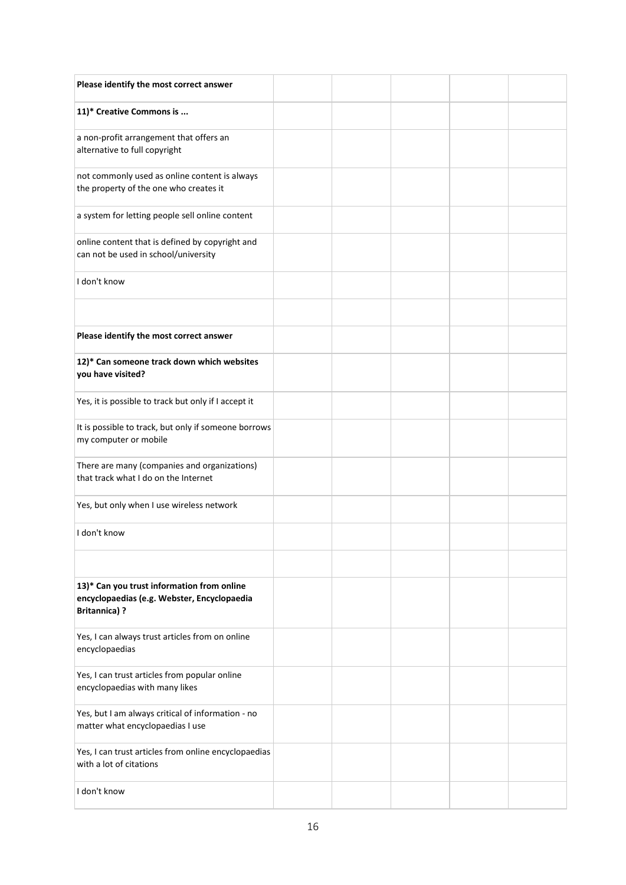| Please identify the most correct answer | | | | | |
|---|---|---|---|---|---|
| **11)* Creative Commons is ...** | | | | | |
| a non-profit arrangement that offers an alternative to full copyright | | | | | |
| not commonly used as online content is always the property of the one who creates it | | | | | |
| a system for letting people sell online content | | | | | |
| online content that is defined by copyright and can not be used in school/university | | | | | |
| I don't know | | | | | |
| | | | | | |
| **Please identify the most correct answer** | | | | | |
| **12)* Can someone track down which websites you have visited?** | | | | | |
| Yes, it is possible to track but only if I accept it | | | | | |
| It is possible to track, but only if someone borrows my computer or mobile | | | | | |
| There are many (companies and organizations) that track what I do on the Internet | | | | | |
| Yes, but only when I use wireless network | | | | | |
| I don't know | | | | | |
| | | | | | |
| **13)* Can you trust information from online encyclopaedias (e.g. Webster, Encyclopaedia Britannica) ?** | | | | | |
| Yes, I can always trust articles from on online encyclopaedias | | | | | |
| Yes, I can trust articles from popular online encyclopaedias with many likes | | | | | |
| Yes, but I am always critical of information - no matter what encyclopaedias I use | | | | | |
| Yes, I can trust articles from online encyclopaedias with a lot of citations | | | | | |
| I don't know | | | | | |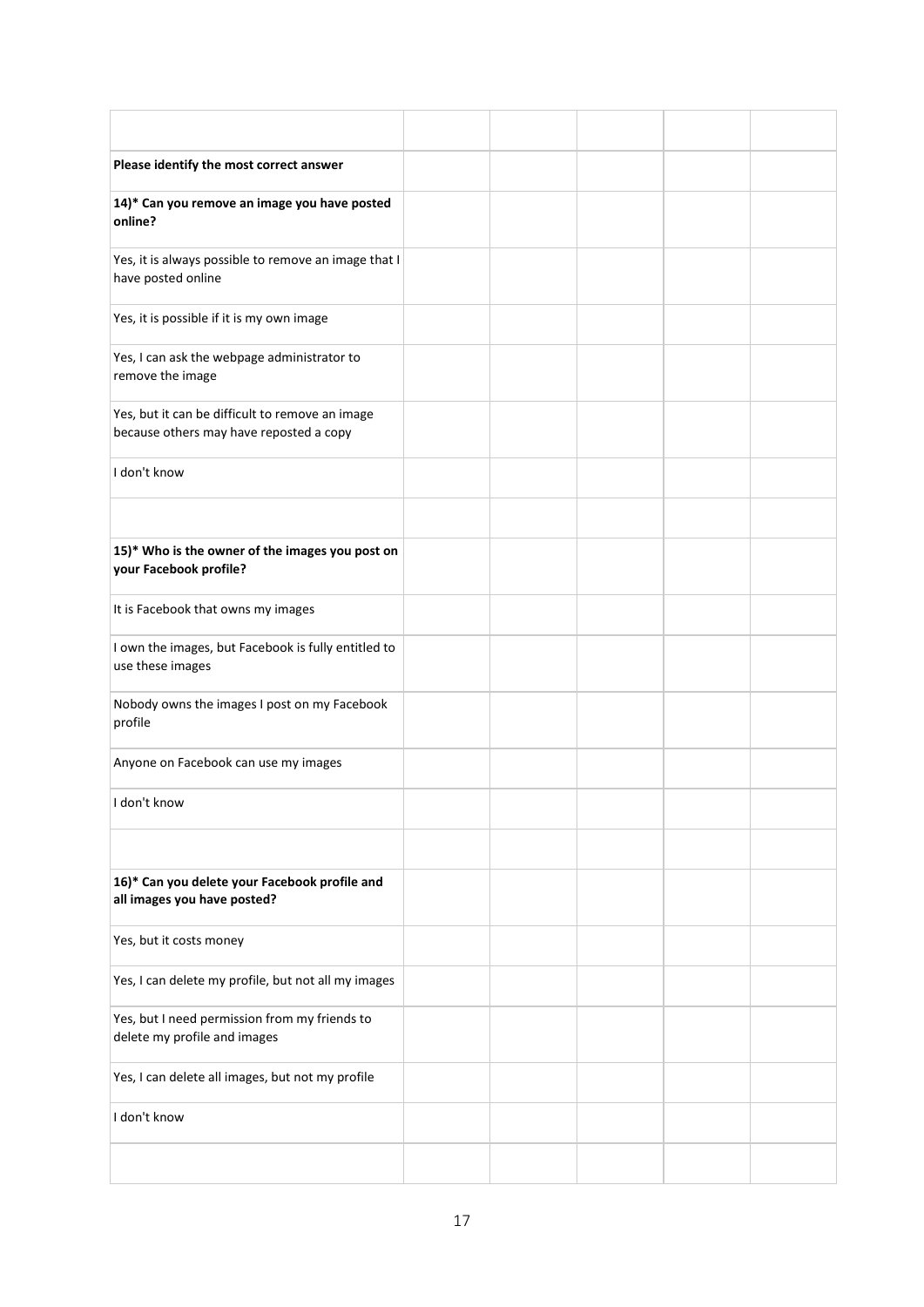| | | | | | |
|---|---|---|---|---|---|
| **Please identify the most correct answer** | | | | | |
| **14)* Can you remove an image you have posted online?** | | | | | |
| Yes, it is always possible to remove an image that I have posted online | | | | | |
| Yes, it is possible if it is my own image | | | | | |
| Yes, I can ask the webpage administrator to remove the image | | | | | |
| Yes, but it can be difficult to remove an image because others may have reposted a copy | | | | | |
| I don't know | | | | | |
| | | | | | |
| **15)* Who is the owner of the images you post on your Facebook profile?** | | | | | |
| It is Facebook that owns my images | | | | | |
| I own the images, but Facebook is fully entitled to use these images | | | | | |
| Nobody owns the images I post on my Facebook profile | | | | | |
| Anyone on Facebook can use my images | | | | | |
| I don't know | | | | | |
| | | | | | |
| **16)* Can you delete your Facebook profile and all images you have posted?** | | | | | |
| Yes, but it costs money | | | | | |
| Yes, I can delete my profile, but not all my images | | | | | |
| Yes, but I need permission from my friends to delete my profile and images | | | | | |
| Yes, I can delete all images, but not my profile | | | | | |
| I don't know | | | | | |
| | | | | | |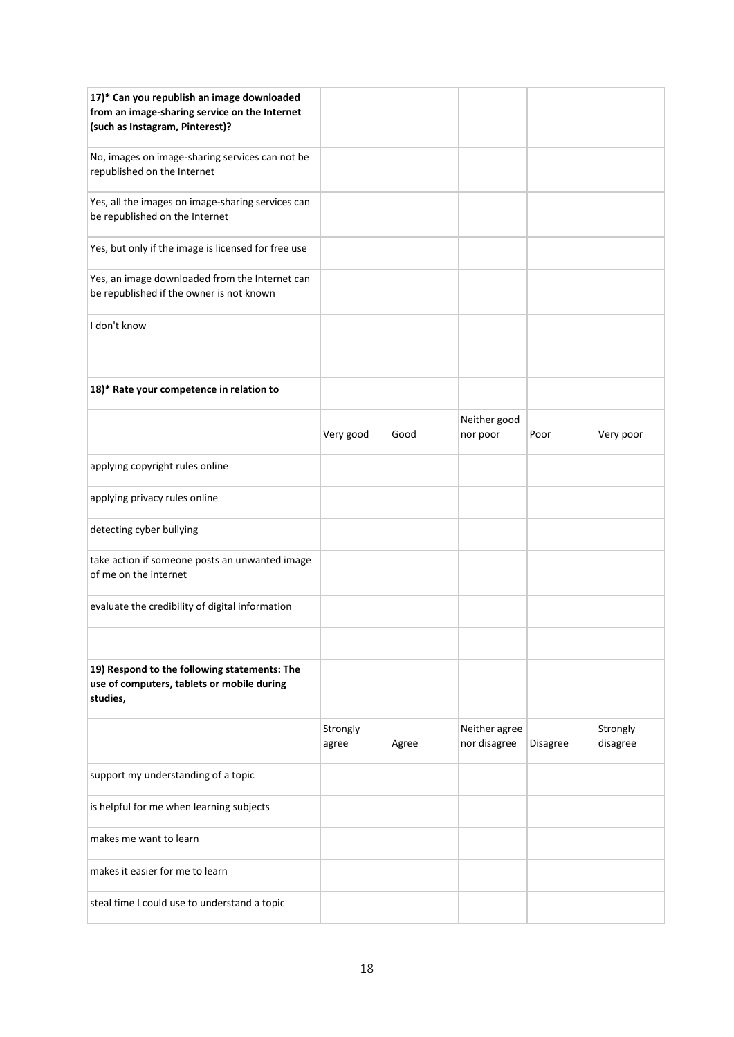| **17)* Can you republish an image downloaded from an image-sharing service on the Internet (such as Instagram, Pinterest)?** | | | | | |
|---|---|---|---|---|---|
| No, images on image-sharing services can not be republished on the Internet | | | | | |
| Yes, all the images on image-sharing services can be republished on the Internet | | | | | |
| Yes, but only if the image is licensed for free use | | | | | |
| Yes, an image downloaded from the Internet can be republished if the owner is not known | | | | | |
| I don't know | | | | | |
| | | | | | |
| **18)* Rate your competence in relation to** | | | | | |
| | Very good | Good | Neither good nor poor | Poor | Very poor |
| applying copyright rules online | | | | | |
| applying privacy rules online | | | | | |
| detecting cyber bullying | | | | | |
| take action if someone posts an unwanted image of me on the internet | | | | | |
| evaluate the credibility of digital information | | | | | |
| | | | | | |
| **19) Respond to the following statements: The use of computers, tablets or mobile during studies,** | | | | | |
| | Strongly agree | Agree | Neither agree nor disagree | Disagree | Strongly disagree |
| support my understanding of a topic | | | | | |
| is helpful for me when learning subjects | | | | | |
| makes me want to learn | | | | | |
| makes it easier for me to learn | | | | | |
| steal time I could use to understand a topic | | | | | |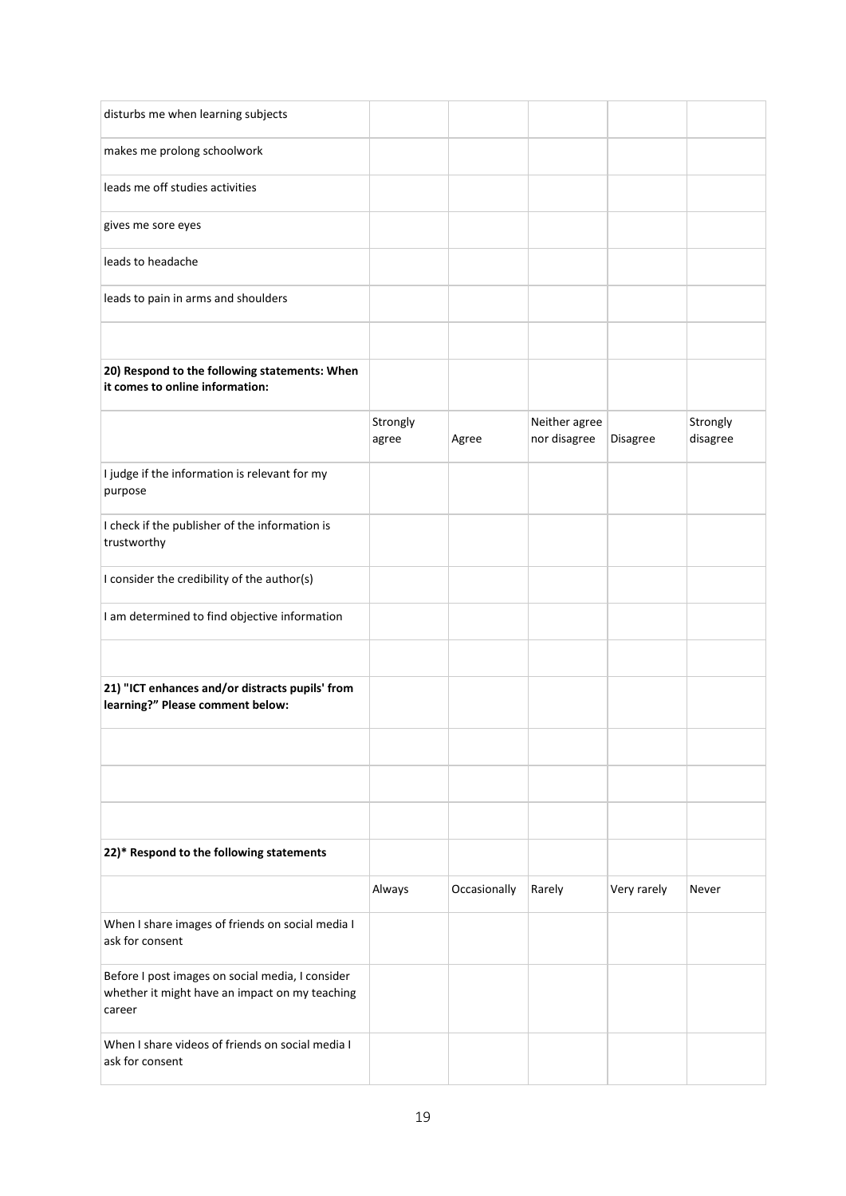| | | | | | |
|---|---|---|---|---|---|
| disturbs me when learning subjects | | | | | |
| makes me prolong schoolwork | | | | | |
| leads me off studies activities | | | | | |
| gives me sore eyes | | | | | |
| leads to headache | | | | | |
| leads to pain in arms and shoulders | | | | | |
| | | | | | |
| **20) Respond to the following statements: When it comes to online information:** | | | | | |
| | Strongly agree | Agree | Neither agree nor disagree | Disagree | Strongly disagree |
| I judge if the information is relevant for my purpose | | | | | |
| I check if the publisher of the information is trustworthy | | | | | |
| I consider the credibility of the author(s) | | | | | |
| I am determined to find objective information | | | | | |
| | | | | | |
| **21) "ICT enhances and/or distracts pupils' from learning?" Please comment below:** | | | | | |
| | | | | | |
| | | | | | |
| | | | | | |
| **22)* Respond to the following statements** | | | | | |
| | Always | Occasionally | Rarely | Very rarely | Never |
| When I share images of friends on social media I ask for consent | | | | | |
| Before I post images on social media, I consider whether it might have an impact on my teaching career | | | | | |
| When I share videos of friends on social media I ask for consent | | | | | |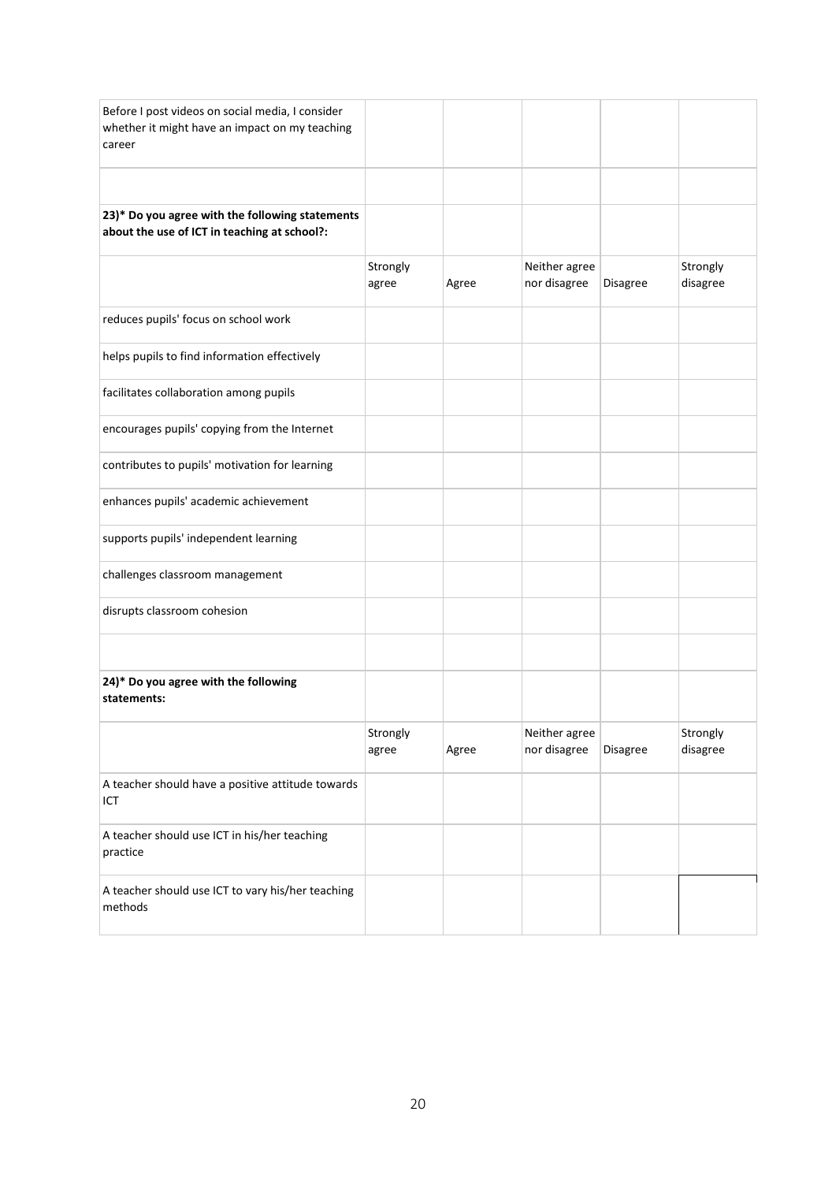| | | | | | |
|---|---|---|---|---|---|
| Before I post videos on social media, I consider whether it might have an impact on my teaching career | | | | | |
| | | | | | |
| **23)* Do you agree with the following statements about the use of ICT in teaching at school?:** | | | | | |
| | Strongly agree | Agree | Neither agree nor disagree | Disagree | Strongly disagree |
| reduces pupils' focus on school work | | | | | |
| helps pupils to find information effectively | | | | | |
| facilitates collaboration among pupils | | | | | |
| encourages pupils' copying from the Internet | | | | | |
| contributes to pupils' motivation for learning | | | | | |
| enhances pupils' academic achievement | | | | | |
| supports pupils' independent learning | | | | | |
| challenges classroom management | | | | | |
| disrupts classroom cohesion | | | | | |
| | | | | | |
| **24)* Do you agree with the following statements:** | | | | | |
| | Strongly agree | Agree | Neither agree nor disagree | Disagree | Strongly disagree |
| A teacher should have a positive attitude towards ICT | | | | | |
| A teacher should use ICT in his/her teaching practice | | | | | |
| A teacher should use ICT to vary his/her teaching methods | | | | | |